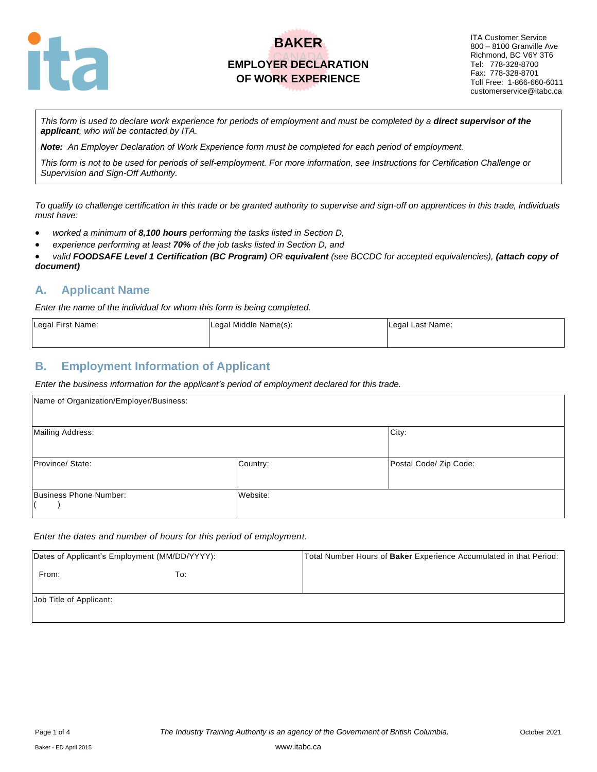# BAKER
## EMPLOYER DECLARATION OF WORK EXPERIENCE

ITA Customer Service
800 – 8100 Granville Ave
Richmond, BC V6Y 3T6
Tel: 778-328-8700
Fax: 778-328-8701
Toll Free: 1-866-660-6011
customerservice@itabc.ca

*This form is used to declare work experience for periods of employment and must be completed by a **direct supervisor of the applicant**, who will be contacted by ITA.*

***Note:** An Employer Declaration of Work Experience form must be completed for each period of employment.*

*This form is not to be used for periods of self-employment. For more information, see Instructions for Certification Challenge or Supervision and Sign-Off Authority.*

*To qualify to challenge certification in this trade or be granted authority to supervise and sign-off on apprentices in this trade, individuals must have:*

- *worked a minimum of **8,100 hours** performing the tasks listed in Section D,*
- *experience performing at least **70%** of the job tasks listed in Section D, and*
- *valid **FOODSAFE Level 1 Certification (BC Program)** OR **equivalent** (see BCCDC for accepted equivalencies), **(attach copy of document)***

## A. Applicant Name

*Enter the name of the individual for whom this form is being completed.*

| Legal First Name: | Legal Middle Name(s): | Legal Last Name: |
|---|---|---|
| | | |

## B. Employment Information of Applicant

*Enter the business information for the applicant's period of employment declared for this trade.*

| Name of Organization/Employer/Business: | | |
|---|---|---|
| Mailing Address: | | City: |
| Province/ State: | Country: | Postal Code/ Zip Code: |
| Business Phone Number: ( ) | Website: | |

*Enter the dates and number of hours for this period of employment.*

| Dates of Applicant's Employment (MM/DD/YYYY): From: To: | Total Number Hours of **Baker** Experience Accumulated in that Period: |
|---|---|
| Job Title of Applicant: | |

*The Industry Training Authority is an agency of the Government of British Columbia.*

October 2021

Baker - ED April 2015

www.itabc.ca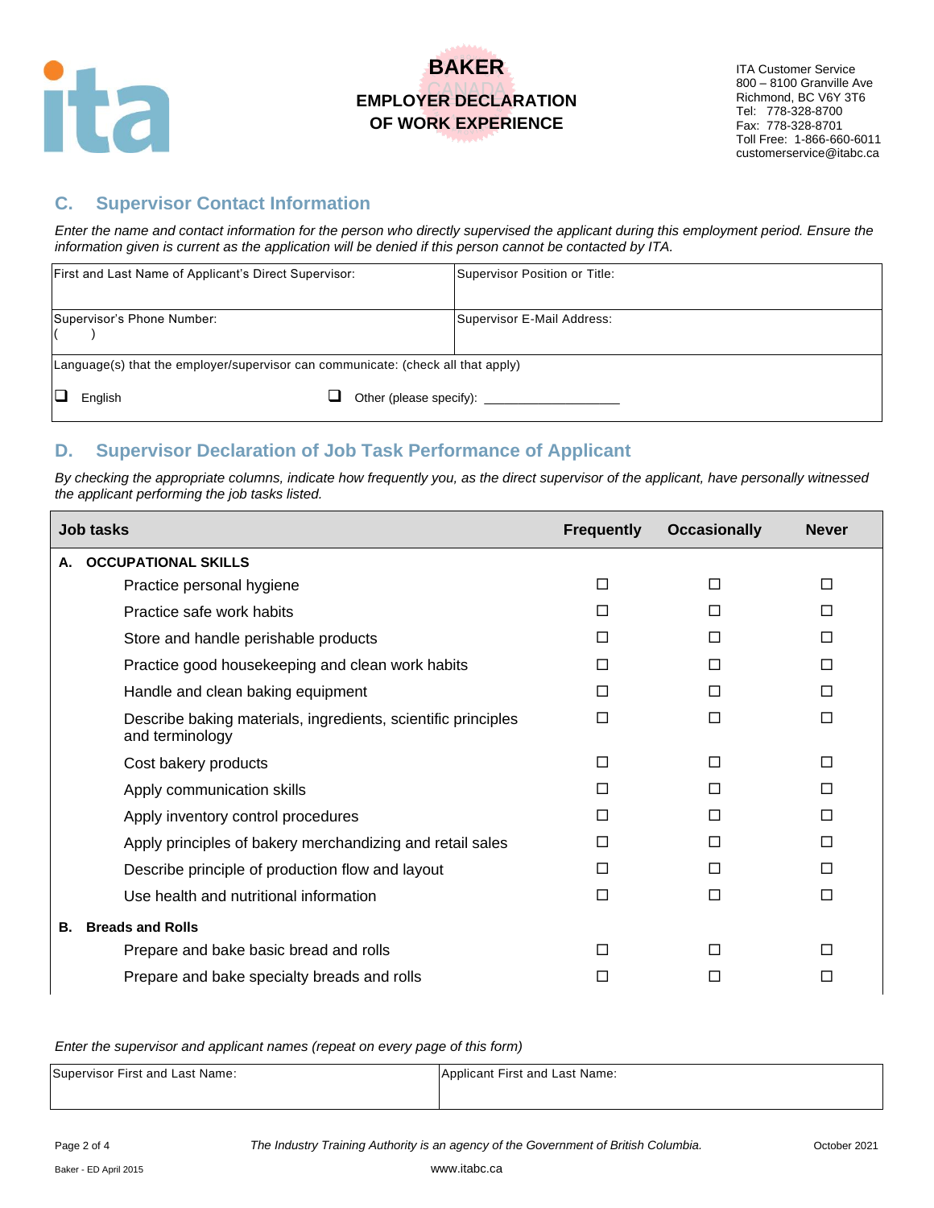# BAKER

## EMPLOYER DECLARATION OF WORK EXPERIENCE

ITA Customer Service
800 – 8100 Granville Ave
Richmond, BC V6Y 3T6
Tel: 778-328-8700
Fax: 778-328-8701
Toll Free: 1-866-660-6011
customerservice@itabc.ca

## C. Supervisor Contact Information

*Enter the name and contact information for the person who directly supervised the applicant during this employment period. Ensure the information given is current as the application will be denied if this person cannot be contacted by ITA.*

| First and Last Name of Applicant's Direct Supervisor: | Supervisor Position or Title: |
|---|---|
| Supervisor's Phone Number: ( ) | Supervisor E-Mail Address: |
| Language(s) that the employer/supervisor can communicate: (check all that apply) | |
| ❑ English | ❑ Other (please specify): ___________________ |

## D. Supervisor Declaration of Job Task Performance of Applicant

*By checking the appropriate columns, indicate how frequently you, as the direct supervisor of the applicant, have personally witnessed the applicant performing the job tasks listed.*

| Job tasks | Frequently | Occasionally | Never |
|---|---|---|---|
| **A. OCCUPATIONAL SKILLS** | | | |
| Practice personal hygiene | ☐ | ☐ | ☐ |
| Practice safe work habits | ☐ | ☐ | ☐ |
| Store and handle perishable products | ☐ | ☐ | ☐ |
| Practice good housekeeping and clean work habits | ☐ | ☐ | ☐ |
| Handle and clean baking equipment | ☐ | ☐ | ☐ |
| Describe baking materials, ingredients, scientific principles and terminology | ☐ | ☐ | ☐ |
| Cost bakery products | ☐ | ☐ | ☐ |
| Apply communication skills | ☐ | ☐ | ☐ |
| Apply inventory control procedures | ☐ | ☐ | ☐ |
| Apply principles of bakery merchandizing and retail sales | ☐ | ☐ | ☐ |
| Describe principle of production flow and layout | ☐ | ☐ | ☐ |
| Use health and nutritional information | ☐ | ☐ | ☐ |
| **B. Breads and Rolls** | | | |
| Prepare and bake basic bread and rolls | ☐ | ☐ | ☐ |
| Prepare and bake specialty breads and rolls | ☐ | ☐ | ☐ |

*Enter the supervisor and applicant names (repeat on every page of this form)*

| Supervisor First and Last Name: | Applicant First and Last Name: |
|---|---|
| | |

*The Industry Training Authority is an agency of the Government of British Columbia.*

Baker - ED April 2015

www.itabc.ca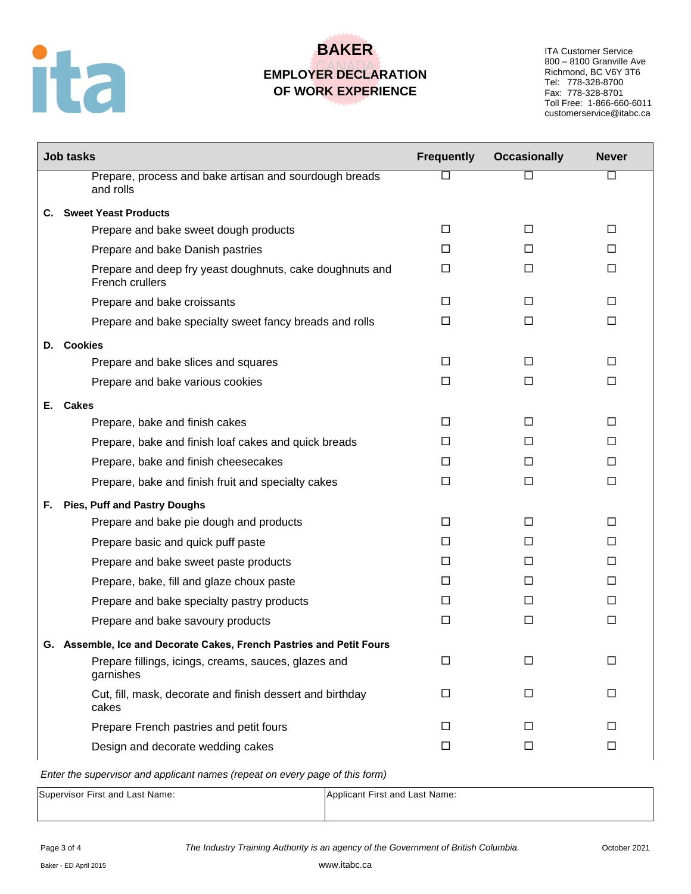# BAKER

## EMPLOYER DECLARATION OF WORK EXPERIENCE

ITA Customer Service
800 – 8100 Granville Ave
Richmond, BC V6Y 3T6
Tel: 778-328-8700
Fax: 778-328-8701
Toll Free: 1-866-660-6011
customerservice@itabc.ca

| Job tasks | Frequently | Occasionally | Never |
|---|---|---|---|
| Prepare, process and bake artisan and sourdough breads and rolls | ☐ | ☐ | ☐ |
| **C. Sweet Yeast Products** | | | |
| Prepare and bake sweet dough products | ☐ | ☐ | ☐ |
| Prepare and bake Danish pastries | ☐ | ☐ | ☐ |
| Prepare and deep fry yeast doughnuts, cake doughnuts and French crullers | ☐ | ☐ | ☐ |
| Prepare and bake croissants | ☐ | ☐ | ☐ |
| Prepare and bake specialty sweet fancy breads and rolls | ☐ | ☐ | ☐ |
| **D. Cookies** | | | |
| Prepare and bake slices and squares | ☐ | ☐ | ☐ |
| Prepare and bake various cookies | ☐ | ☐ | ☐ |
| **E. Cakes** | | | |
| Prepare, bake and finish cakes | ☐ | ☐ | ☐ |
| Prepare, bake and finish loaf cakes and quick breads | ☐ | ☐ | ☐ |
| Prepare, bake and finish cheesecakes | ☐ | ☐ | ☐ |
| Prepare, bake and finish fruit and specialty cakes | ☐ | ☐ | ☐ |
| **F. Pies, Puff and Pastry Doughs** | | | |
| Prepare and bake pie dough and products | ☐ | ☐ | ☐ |
| Prepare basic and quick puff paste | ☐ | ☐ | ☐ |
| Prepare and bake sweet paste products | ☐ | ☐ | ☐ |
| Prepare, bake, fill and glaze choux paste | ☐ | ☐ | ☐ |
| Prepare and bake specialty pastry products | ☐ | ☐ | ☐ |
| Prepare and bake savoury products | ☐ | ☐ | ☐ |
| **G. Assemble, Ice and Decorate Cakes, French Pastries and Petit Fours** | | | |
| Prepare fillings, icings, creams, sauces, glazes and garnishes | ☐ | ☐ | ☐ |
| Cut, fill, mask, decorate and finish dessert and birthday cakes | ☐ | ☐ | ☐ |
| Prepare French pastries and petit fours | ☐ | ☐ | ☐ |
| Design and decorate wedding cakes | ☐ | ☐ | ☐ |

*Enter the supervisor and applicant names (repeat on every page of this form)*

| Supervisor First and Last Name: | Applicant First and Last Name: |
|---|---|
| | |

*The Industry Training Authority is an agency of the Government of British Columbia.*

October 2021

Baker - ED April 2015

www.itabc.ca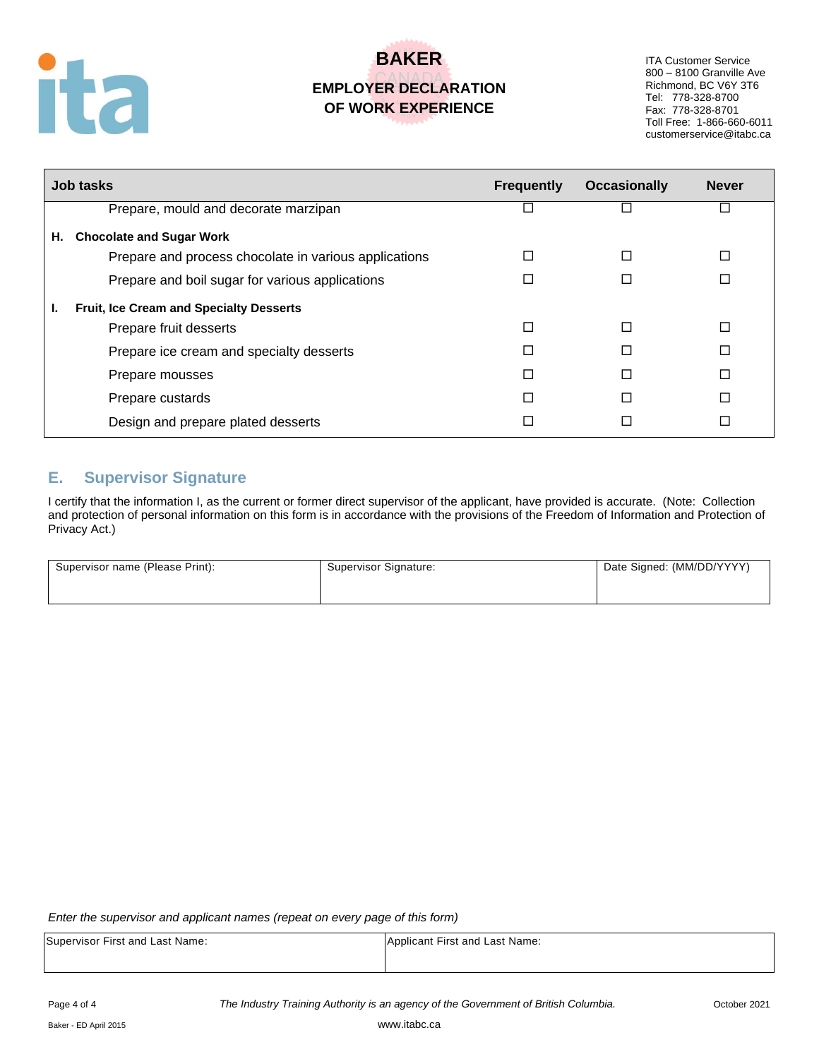# BAKER
## EMPLOYER DECLARATION OF WORK EXPERIENCE

ITA Customer Service
800 – 8100 Granville Ave
Richmond, BC V6Y 3T6
Tel: 778-328-8700
Fax: 778-328-8701
Toll Free: 1-866-660-6011
customerservice@itabc.ca

| Job tasks | Frequently | Occasionally | Never |
|---|---|---|---|
| Prepare, mould and decorate marzipan | ☐ | ☐ | ☐ |
| **H. Chocolate and Sugar Work** | | | |
| Prepare and process chocolate in various applications | ☐ | ☐ | ☐ |
| Prepare and boil sugar for various applications | ☐ | ☐ | ☐ |
| **I. Fruit, Ice Cream and Specialty Desserts** | | | |
| Prepare fruit desserts | ☐ | ☐ | ☐ |
| Prepare ice cream and specialty desserts | ☐ | ☐ | ☐ |
| Prepare mousses | ☐ | ☐ | ☐ |
| Prepare custards | ☐ | ☐ | ☐ |
| Design and prepare plated desserts | ☐ | ☐ | ☐ |

## E. Supervisor Signature

I certify that the information I, as the current or former direct supervisor of the applicant, have provided is accurate. (Note: Collection and protection of personal information on this form is in accordance with the provisions of the Freedom of Information and Protection of Privacy Act.)

| Supervisor name (Please Print): | Supervisor Signature: | Date Signed: (MM/DD/YYYY) |
|---|---|---|
| | | |

*Enter the supervisor and applicant names (repeat on every page of this form)*

| Supervisor First and Last Name: | Applicant First and Last Name: |
|---|---|
| | |

*The Industry Training Authority is an agency of the Government of British Columbia.*

October 2021

Baker - ED April 2015

www.itabc.ca